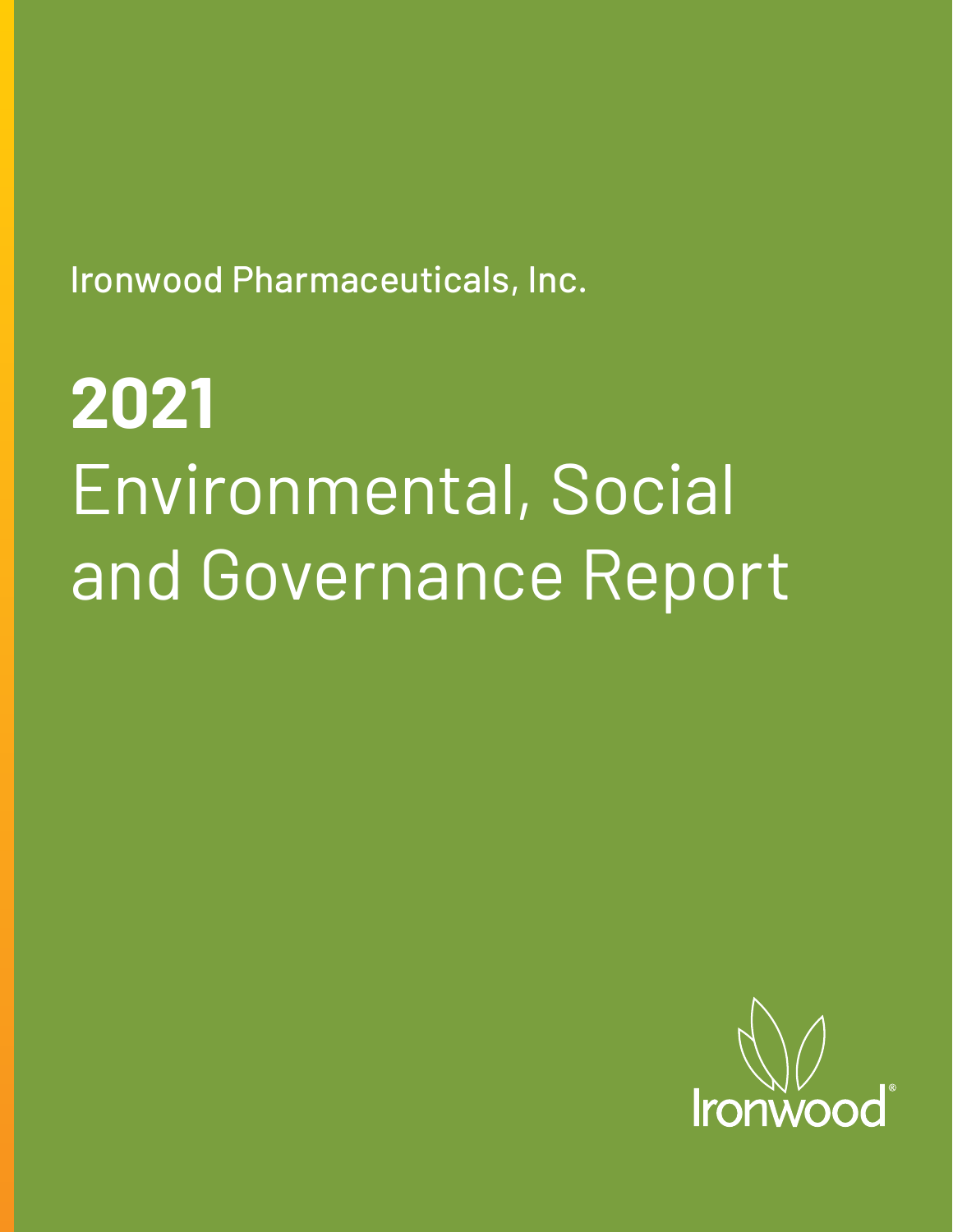Ironwood Pharmaceuticals, Inc.

# 2021 Environmental, Social and Governance Report

Ironwood®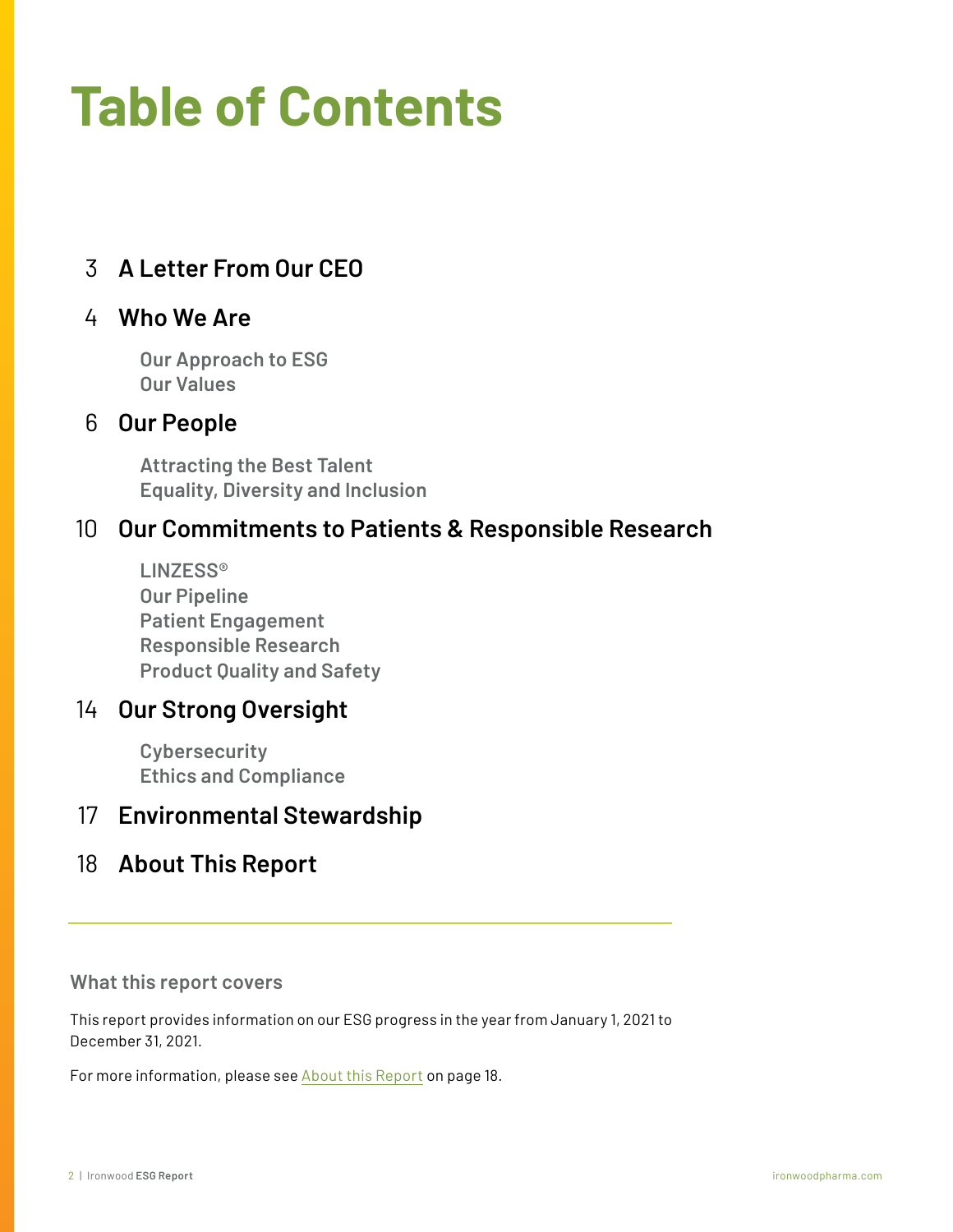# Table of Contents

3 **A Letter From Our CEO**

4 **Who We Are**

- Our Approach to ESG
- Our Values

6 **Our People**

- Attracting the Best Talent
- Equality, Diversity and Inclusion

10 **Our Commitments to Patients & Responsible Research**

- LINZESS®
- Our Pipeline
- Patient Engagement
- Responsible Research
- Product Quality and Safety

14 **Our Strong Oversight**

- Cybersecurity
- Ethics and Compliance

17 **Environmental Stewardship**

18 **About This Report**

---

### What this report covers

This report provides information on our ESG progress in the year from January 1, 2021 to December 31, 2021.

For more information, please see About this Report on page 18.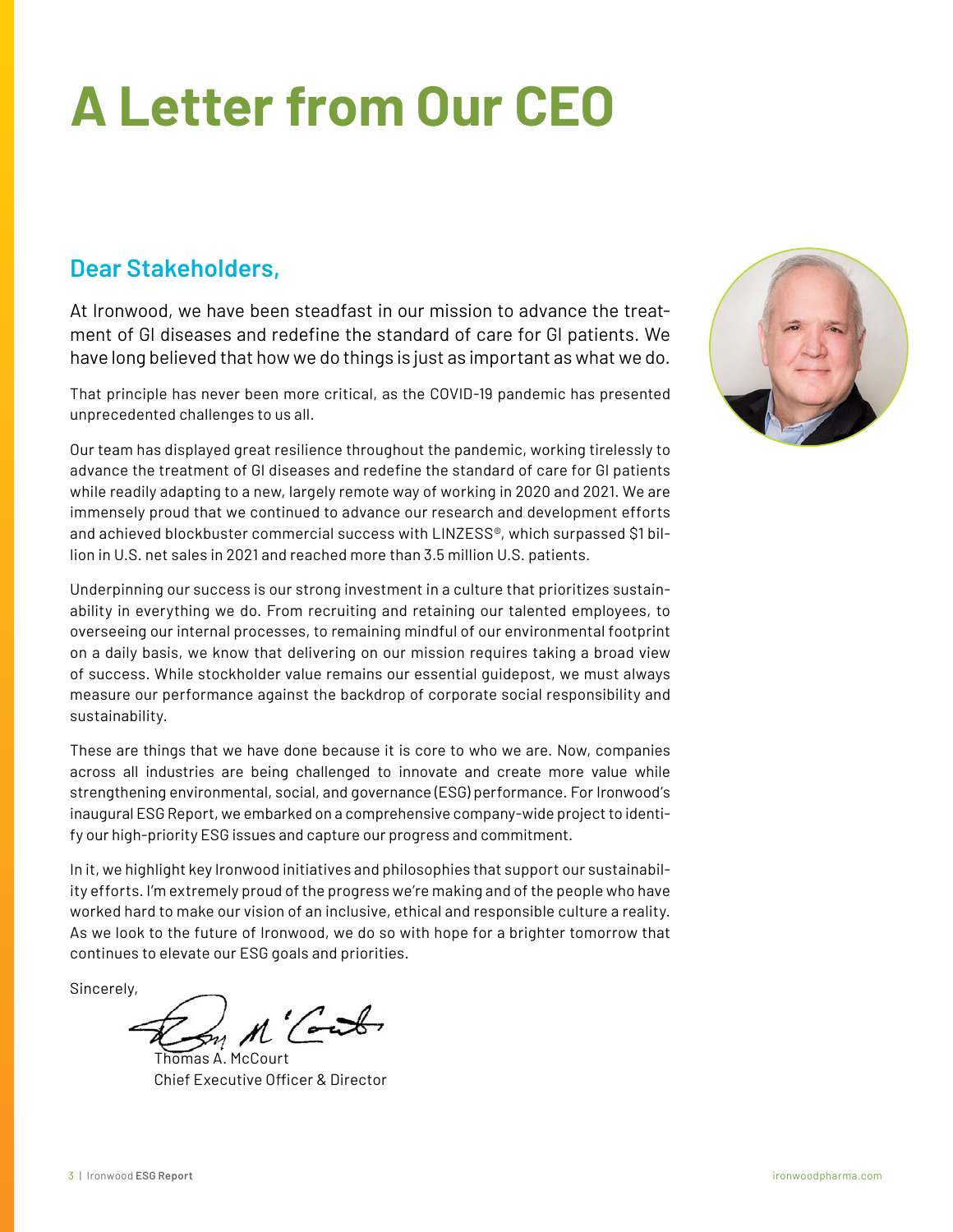# A Letter from Our CEO

## Dear Stakeholders,

At Ironwood, we have been steadfast in our mission to advance the treatment of GI diseases and redefine the standard of care for GI patients. We have long believed that how we do things is just as important as what we do.

That principle has never been more critical, as the COVID-19 pandemic has presented unprecedented challenges to us all.

Our team has displayed great resilience throughout the pandemic, working tirelessly to advance the treatment of GI diseases and redefine the standard of care for GI patients while readily adapting to a new, largely remote way of working in 2020 and 2021. We are immensely proud that we continued to advance our research and development efforts and achieved blockbuster commercial success with LINZESS®, which surpassed $1 billion in U.S. net sales in 2021 and reached more than 3.5 million U.S. patients.

Underpinning our success is our strong investment in a culture that prioritizes sustainability in everything we do. From recruiting and retaining our talented employees, to overseeing our internal processes, to remaining mindful of our environmental footprint on a daily basis, we know that delivering on our mission requires taking a broad view of success. While stockholder value remains our essential guidepost, we must always measure our performance against the backdrop of corporate social responsibility and sustainability.

These are things that we have done because it is core to who we are. Now, companies across all industries are being challenged to innovate and create more value while strengthening environmental, social, and governance (ESG) performance. For Ironwood's inaugural ESG Report, we embarked on a comprehensive company-wide project to identify our high-priority ESG issues and capture our progress and commitment.

In it, we highlight key Ironwood initiatives and philosophies that support our sustainability efforts. I'm extremely proud of the progress we're making and of the people who have worked hard to make our vision of an inclusive, ethical and responsible culture a reality. As we look to the future of Ironwood, we do so with hope for a brighter tomorrow that continues to elevate our ESG goals and priorities.

Sincerely,

Thomas A. McCourt
Chief Executive Officer & Director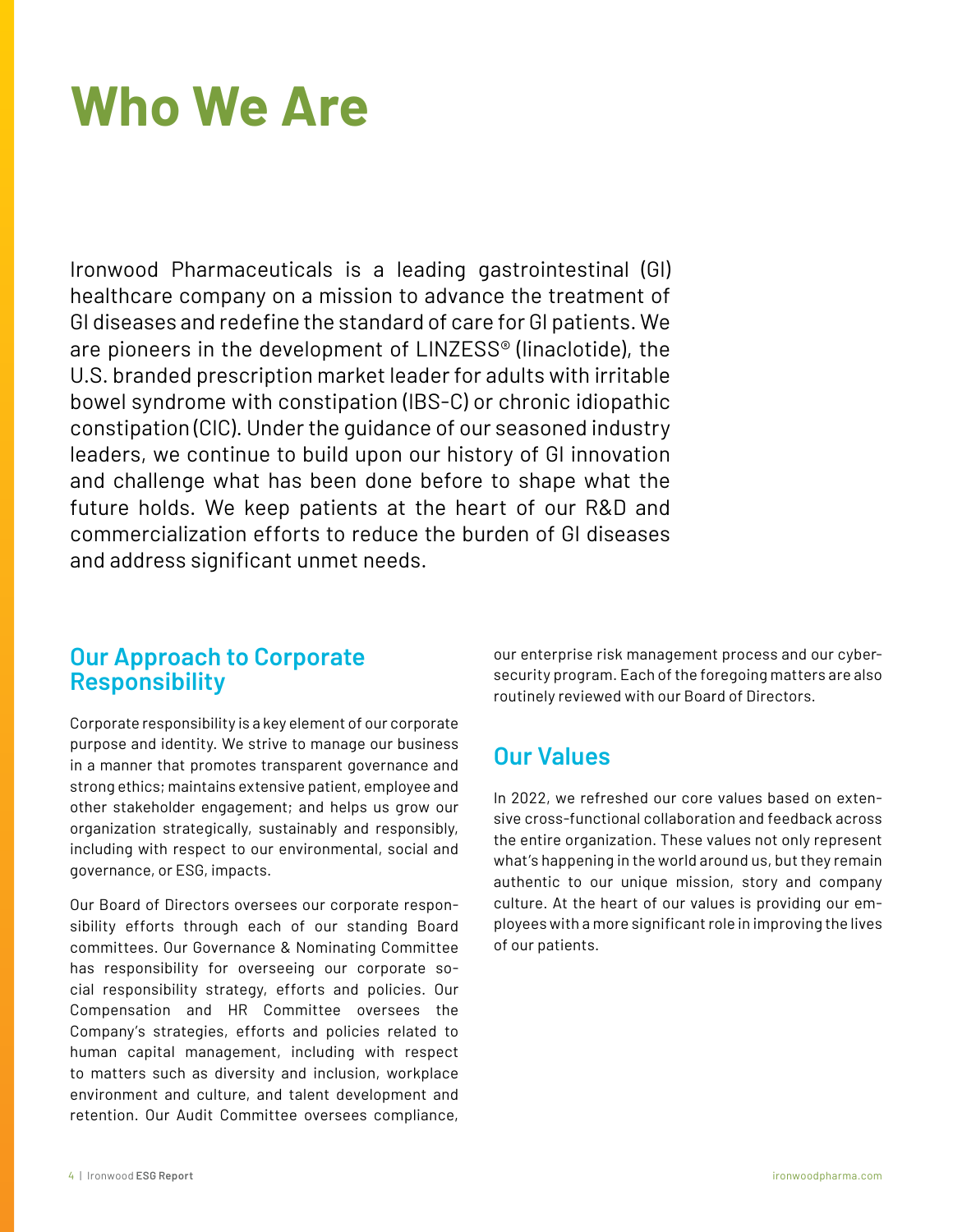# Who We Are

Ironwood Pharmaceuticals is a leading gastrointestinal (GI) healthcare company on a mission to advance the treatment of GI diseases and redefine the standard of care for GI patients. We are pioneers in the development of LINZESS® (linaclotide), the U.S. branded prescription market leader for adults with irritable bowel syndrome with constipation (IBS-C) or chronic idiopathic constipation (CIC). Under the guidance of our seasoned industry leaders, we continue to build upon our history of GI innovation and challenge what has been done before to shape what the future holds. We keep patients at the heart of our R&D and commercialization efforts to reduce the burden of GI diseases and address significant unmet needs.

## Our Approach to Corporate Responsibility

Corporate responsibility is a key element of our corporate purpose and identity. We strive to manage our business in a manner that promotes transparent governance and strong ethics; maintains extensive patient, employee and other stakeholder engagement; and helps us grow our organization strategically, sustainably and responsibly, including with respect to our environmental, social and governance, or ESG, impacts.

Our Board of Directors oversees our corporate responsibility efforts through each of our standing Board committees. Our Governance & Nominating Committee has responsibility for overseeing our corporate social responsibility strategy, efforts and policies. Our Compensation and HR Committee oversees the Company's strategies, efforts and policies related to human capital management, including with respect to matters such as diversity and inclusion, workplace environment and culture, and talent development and retention. Our Audit Committee oversees compliance, our enterprise risk management process and our cybersecurity program. Each of the foregoing matters are also routinely reviewed with our Board of Directors.

## Our Values

In 2022, we refreshed our core values based on extensive cross-functional collaboration and feedback across the entire organization. These values not only represent what's happening in the world around us, but they remain authentic to our unique mission, story and company culture. At the heart of our values is providing our employees with a more significant role in improving the lives of our patients.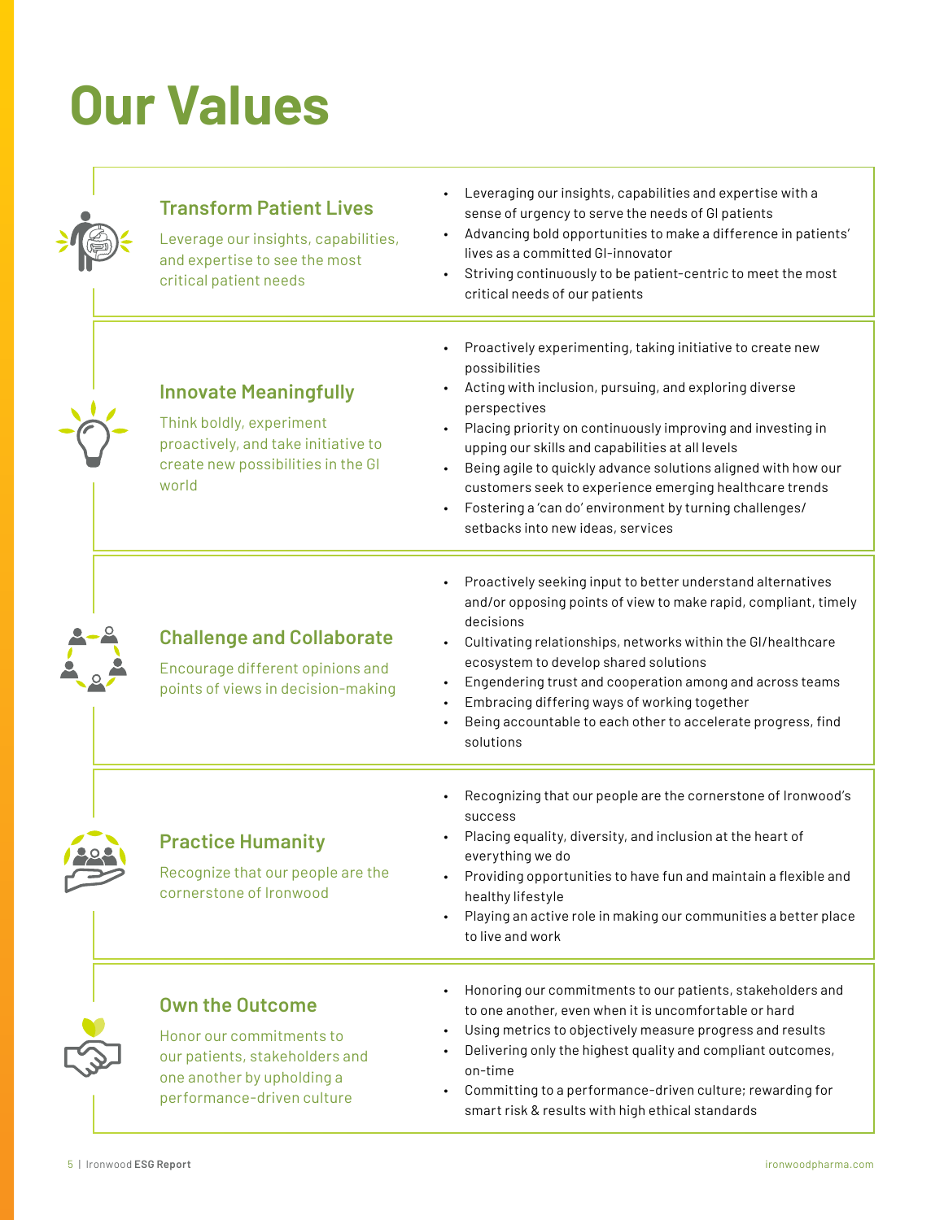# Our Values

## Transform Patient Lives

Leverage our insights, capabilities, and expertise to see the most critical patient needs

- Leveraging our insights, capabilities and expertise with a sense of urgency to serve the needs of GI patients
- Advancing bold opportunities to make a difference in patients' lives as a committed GI-innovator
- Striving continuously to be patient-centric to meet the most critical needs of our patients

## Innovate Meaningfully

Think boldly, experiment proactively, and take initiative to create new possibilities in the GI world

- Proactively experimenting, taking initiative to create new possibilities
- Acting with inclusion, pursuing, and exploring diverse perspectives
- Placing priority on continuously improving and investing in upping our skills and capabilities at all levels
- Being agile to quickly advance solutions aligned with how our customers seek to experience emerging healthcare trends
- Fostering a 'can do' environment by turning challenges/setbacks into new ideas, services

## Challenge and Collaborate

Encourage different opinions and points of views in decision-making

- Proactively seeking input to better understand alternatives and/or opposing points of view to make rapid, compliant, timely decisions
- Cultivating relationships, networks within the GI/healthcare ecosystem to develop shared solutions
- Engendering trust and cooperation among and across teams
- Embracing differing ways of working together
- Being accountable to each other to accelerate progress, find solutions

## Practice Humanity

Recognize that our people are the cornerstone of Ironwood

- Recognizing that our people are the cornerstone of Ironwood's success
- Placing equality, diversity, and inclusion at the heart of everything we do
- Providing opportunities to have fun and maintain a flexible and healthy lifestyle
- Playing an active role in making our communities a better place to live and work

## Own the Outcome

Honor our commitments to our patients, stakeholders and one another by upholding a performance-driven culture

- Honoring our commitments to our patients, stakeholders and to one another, even when it is uncomfortable or hard
- Using metrics to objectively measure progress and results
- Delivering only the highest quality and compliant outcomes, on-time
- Committing to a performance-driven culture; rewarding for smart risk & results with high ethical standards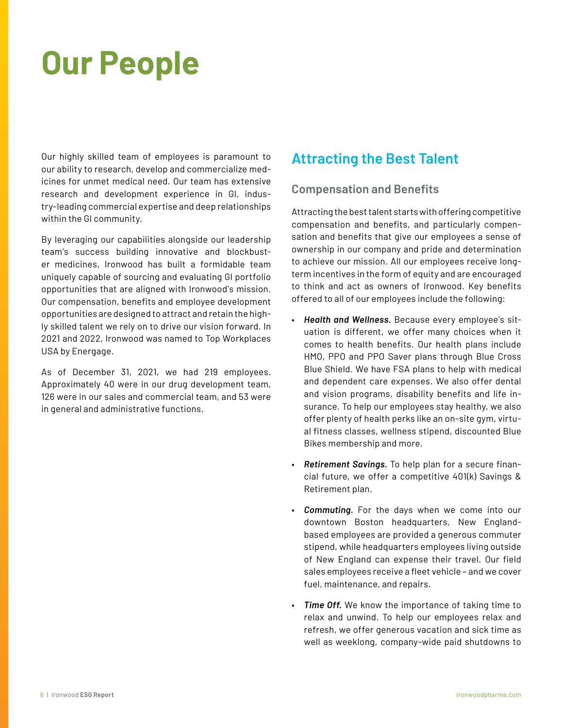# Our People

Our highly skilled team of employees is paramount to our ability to research, develop and commercialize medicines for unmet medical need. Our team has extensive research and development experience in GI, industry-leading commercial expertise and deep relationships within the GI community.

By leveraging our capabilities alongside our leadership team's success building innovative and blockbuster medicines, Ironwood has built a formidable team uniquely capable of sourcing and evaluating GI portfolio opportunities that are aligned with Ironwood's mission. Our compensation, benefits and employee development opportunities are designed to attract and retain the highly skilled talent we rely on to drive our vision forward. In 2021 and 2022, Ironwood was named to Top Workplaces USA by Energage.

As of December 31, 2021, we had 219 employees. Approximately 40 were in our drug development team, 126 were in our sales and commercial team, and 53 were in general and administrative functions.

## Attracting the Best Talent

### Compensation and Benefits

Attracting the best talent starts with offering competitive compensation and benefits, and particularly compensation and benefits that give our employees a sense of ownership in our company and pride and determination to achieve our mission. All our employees receive long-term incentives in the form of equity and are encouraged to think and act as owners of Ironwood. Key benefits offered to all of our employees include the following:

- ***Health and Wellness.*** Because every employee's situation is different, we offer many choices when it comes to health benefits. Our health plans include HMO, PPO and PPO Saver plans through Blue Cross Blue Shield. We have FSA plans to help with medical and dependent care expenses. We also offer dental and vision programs, disability benefits and life insurance. To help our employees stay healthy, we also offer plenty of health perks like an on-site gym, virtual fitness classes, wellness stipend, discounted Blue Bikes membership and more.
- ***Retirement Savings.*** To help plan for a secure financial future, we offer a competitive 401(k) Savings & Retirement plan.
- ***Commuting.*** For the days when we come into our downtown Boston headquarters, New England-based employees are provided a generous commuter stipend, while headquarters employees living outside of New England can expense their travel. Our field sales employees receive a fleet vehicle – and we cover fuel, maintenance, and repairs.
- ***Time Off.*** We know the importance of taking time to relax and unwind. To help our employees relax and refresh, we offer generous vacation and sick time as well as weeklong, company-wide paid shutdowns to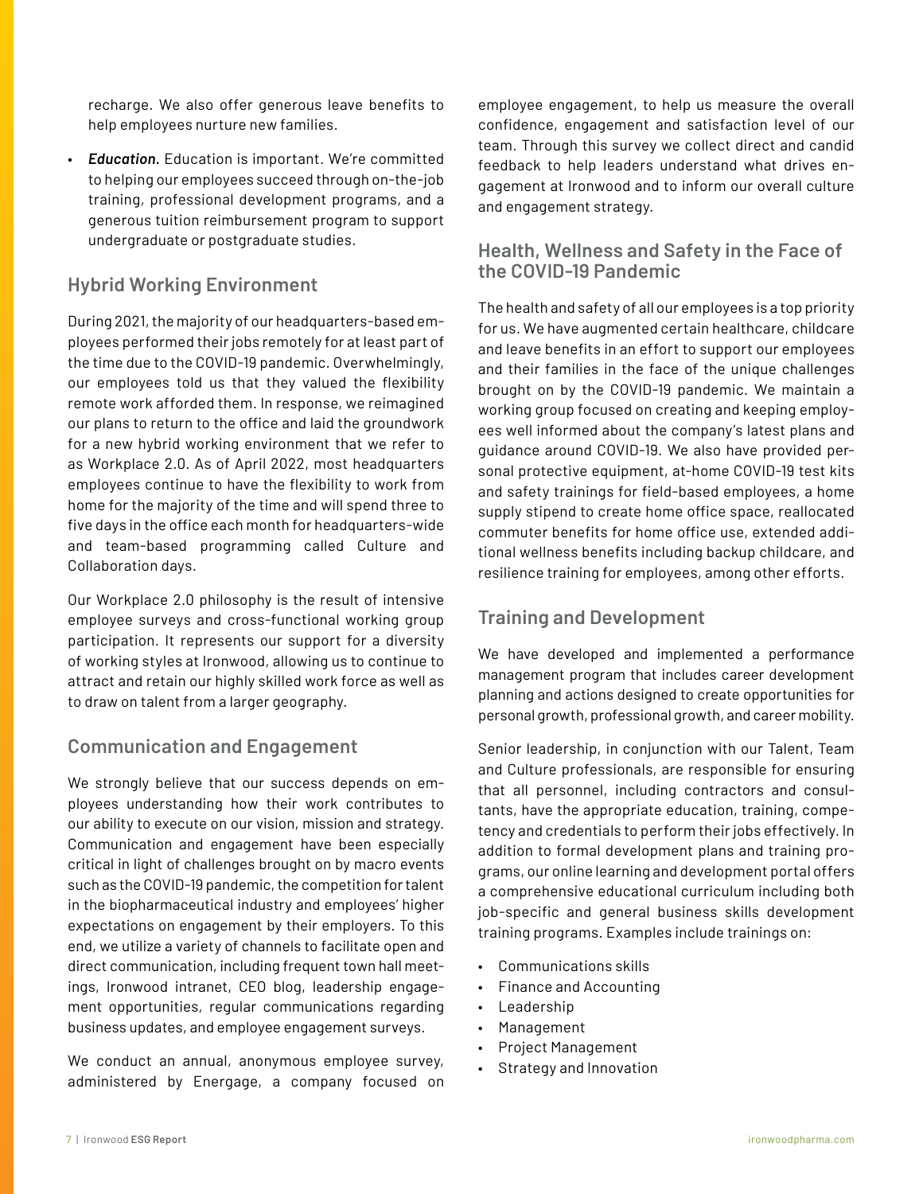recharge. We also offer generous leave benefits to help employees nurture new families.

- ***Education.*** Education is important. We're committed to helping our employees succeed through on-the-job training, professional development programs, and a generous tuition reimbursement program to support undergraduate or postgraduate studies.

## Hybrid Working Environment

During 2021, the majority of our headquarters-based employees performed their jobs remotely for at least part of the time due to the COVID-19 pandemic. Overwhelmingly, our employees told us that they valued the flexibility remote work afforded them. In response, we reimagined our plans to return to the office and laid the groundwork for a new hybrid working environment that we refer to as Workplace 2.0. As of April 2022, most headquarters employees continue to have the flexibility to work from home for the majority of the time and will spend three to five days in the office each month for headquarters-wide and team-based programming called Culture and Collaboration days.

Our Workplace 2.0 philosophy is the result of intensive employee surveys and cross-functional working group participation. It represents our support for a diversity of working styles at Ironwood, allowing us to continue to attract and retain our highly skilled work force as well as to draw on talent from a larger geography.

## Communication and Engagement

We strongly believe that our success depends on employees understanding how their work contributes to our ability to execute on our vision, mission and strategy. Communication and engagement have been especially critical in light of challenges brought on by macro events such as the COVID-19 pandemic, the competition for talent in the biopharmaceutical industry and employees' higher expectations on engagement by their employers. To this end, we utilize a variety of channels to facilitate open and direct communication, including frequent town hall meetings, Ironwood intranet, CEO blog, leadership engagement opportunities, regular communications regarding business updates, and employee engagement surveys.

We conduct an annual, anonymous employee survey, administered by Energage, a company focused on employee engagement, to help us measure the overall confidence, engagement and satisfaction level of our team. Through this survey we collect direct and candid feedback to help leaders understand what drives engagement at Ironwood and to inform our overall culture and engagement strategy.

## Health, Wellness and Safety in the Face of the COVID-19 Pandemic

The health and safety of all our employees is a top priority for us. We have augmented certain healthcare, childcare and leave benefits in an effort to support our employees and their families in the face of the unique challenges brought on by the COVID-19 pandemic. We maintain a working group focused on creating and keeping employees well informed about the company's latest plans and guidance around COVID-19. We also have provided personal protective equipment, at-home COVID-19 test kits and safety trainings for field-based employees, a home supply stipend to create home office space, reallocated commuter benefits for home office use, extended additional wellness benefits including backup childcare, and resilience training for employees, among other efforts.

## Training and Development

We have developed and implemented a performance management program that includes career development planning and actions designed to create opportunities for personal growth, professional growth, and career mobility.

Senior leadership, in conjunction with our Talent, Team and Culture professionals, are responsible for ensuring that all personnel, including contractors and consultants, have the appropriate education, training, competency and credentials to perform their jobs effectively. In addition to formal development plans and training programs, our online learning and development portal offers a comprehensive educational curriculum including both job-specific and general business skills development training programs. Examples include trainings on:

- Communications skills
- Finance and Accounting
- Leadership
- Management
- Project Management
- Strategy and Innovation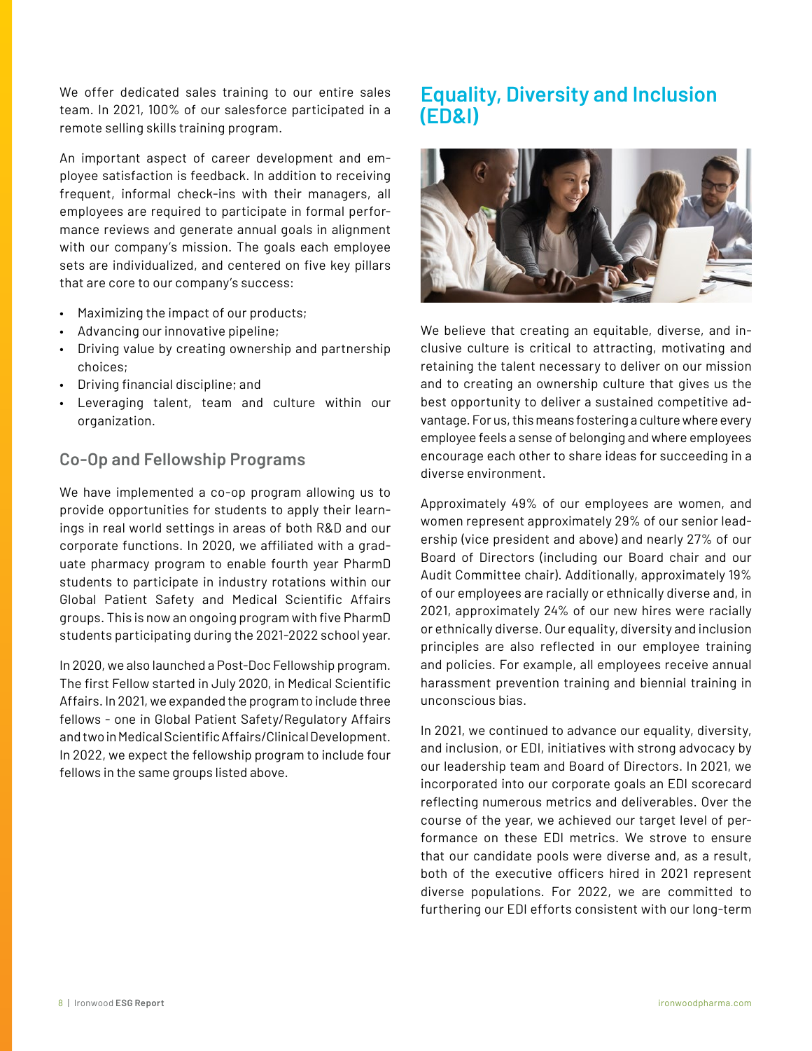We offer dedicated sales training to our entire sales team. In 2021, 100% of our salesforce participated in a remote selling skills training program.

An important aspect of career development and employee satisfaction is feedback. In addition to receiving frequent, informal check-ins with their managers, all employees are required to participate in formal performance reviews and generate annual goals in alignment with our company's mission. The goals each employee sets are individualized, and centered on five key pillars that are core to our company's success:

- Maximizing the impact of our products;
- Advancing our innovative pipeline;
- Driving value by creating ownership and partnership choices;
- Driving financial discipline; and
- Leveraging talent, team and culture within our organization.

### Co-Op and Fellowship Programs

We have implemented a co-op program allowing us to provide opportunities for students to apply their learnings in real world settings in areas of both R&D and our corporate functions. In 2020, we affiliated with a graduate pharmacy program to enable fourth year PharmD students to participate in industry rotations within our Global Patient Safety and Medical Scientific Affairs groups. This is now an ongoing program with five PharmD students participating during the 2021-2022 school year.

In 2020, we also launched a Post-Doc Fellowship program. The first Fellow started in July 2020, in Medical Scientific Affairs. In 2021, we expanded the program to include three fellows - one in Global Patient Safety/Regulatory Affairs and two in Medical Scientific Affairs/Clinical Development. In 2022, we expect the fellowship program to include four fellows in the same groups listed above.

## Equality, Diversity and Inclusion (ED&I)

We believe that creating an equitable, diverse, and inclusive culture is critical to attracting, motivating and retaining the talent necessary to deliver on our mission and to creating an ownership culture that gives us the best opportunity to deliver a sustained competitive advantage. For us, this means fostering a culture where every employee feels a sense of belonging and where employees encourage each other to share ideas for succeeding in a diverse environment.

Approximately 49% of our employees are women, and women represent approximately 29% of our senior leadership (vice president and above) and nearly 27% of our Board of Directors (including our Board chair and our Audit Committee chair). Additionally, approximately 19% of our employees are racially or ethnically diverse and, in 2021, approximately 24% of our new hires were racially or ethnically diverse. Our equality, diversity and inclusion principles are also reflected in our employee training and policies. For example, all employees receive annual harassment prevention training and biennial training in unconscious bias.

In 2021, we continued to advance our equality, diversity, and inclusion, or EDI, initiatives with strong advocacy by our leadership team and Board of Directors. In 2021, we incorporated into our corporate goals an EDI scorecard reflecting numerous metrics and deliverables. Over the course of the year, we achieved our target level of performance on these EDI metrics. We strove to ensure that our candidate pools were diverse and, as a result, both of the executive officers hired in 2021 represent diverse populations. For 2022, we are committed to furthering our EDI efforts consistent with our long-term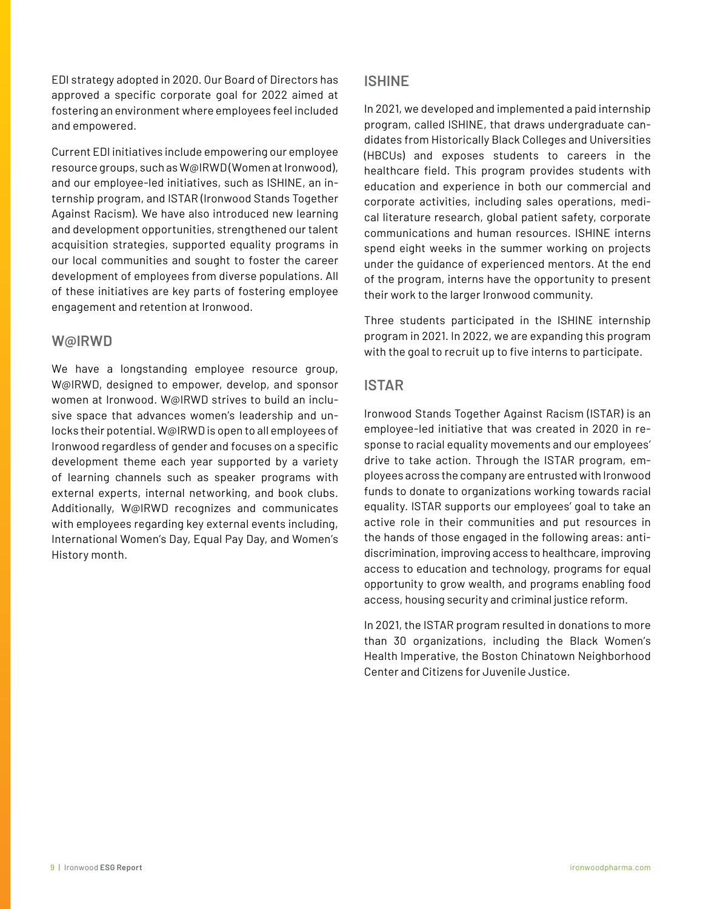EDI strategy adopted in 2020. Our Board of Directors has approved a specific corporate goal for 2022 aimed at fostering an environment where employees feel included and empowered.

Current EDI initiatives include empowering our employee resource groups, such as W@IRWD (Women at Ironwood), and our employee-led initiatives, such as ISHINE, an internship program, and ISTAR (Ironwood Stands Together Against Racism). We have also introduced new learning and development opportunities, strengthened our talent acquisition strategies, supported equality programs in our local communities and sought to foster the career development of employees from diverse populations. All of these initiatives are key parts of fostering employee engagement and retention at Ironwood.

### W@IRWD

We have a longstanding employee resource group, W@IRWD, designed to empower, develop, and sponsor women at Ironwood. W@IRWD strives to build an inclusive space that advances women's leadership and unlocks their potential. W@IRWD is open to all employees of Ironwood regardless of gender and focuses on a specific development theme each year supported by a variety of learning channels such as speaker programs with external experts, internal networking, and book clubs. Additionally, W@IRWD recognizes and communicates with employees regarding key external events including, International Women's Day, Equal Pay Day, and Women's History month.

### ISHINE

In 2021, we developed and implemented a paid internship program, called ISHINE, that draws undergraduate candidates from Historically Black Colleges and Universities (HBCUs) and exposes students to careers in the healthcare field. This program provides students with education and experience in both our commercial and corporate activities, including sales operations, medical literature research, global patient safety, corporate communications and human resources. ISHINE interns spend eight weeks in the summer working on projects under the guidance of experienced mentors. At the end of the program, interns have the opportunity to present their work to the larger Ironwood community.

Three students participated in the ISHINE internship program in 2021. In 2022, we are expanding this program with the goal to recruit up to five interns to participate.

### ISTAR

Ironwood Stands Together Against Racism (ISTAR) is an employee-led initiative that was created in 2020 in response to racial equality movements and our employees' drive to take action. Through the ISTAR program, employees across the company are entrusted with Ironwood funds to donate to organizations working towards racial equality. ISTAR supports our employees' goal to take an active role in their communities and put resources in the hands of those engaged in the following areas: anti-discrimination, improving access to healthcare, improving access to education and technology, programs for equal opportunity to grow wealth, and programs enabling food access, housing security and criminal justice reform.

In 2021, the ISTAR program resulted in donations to more than 30 organizations, including the Black Women's Health Imperative, the Boston Chinatown Neighborhood Center and Citizens for Juvenile Justice.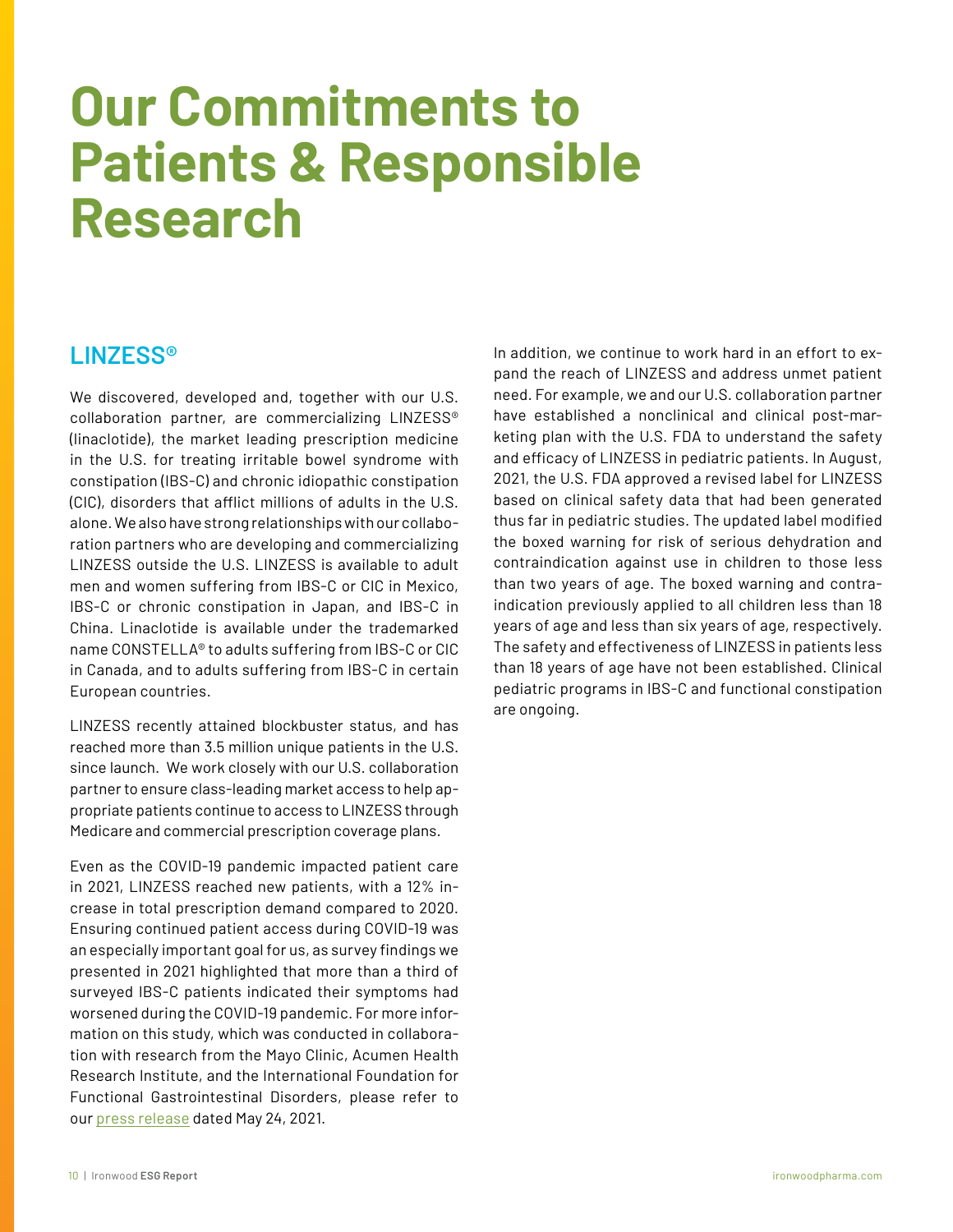# Our Commitments to Patients & Responsible Research

## LINZESS®

We discovered, developed and, together with our U.S. collaboration partner, are commercializing LINZESS® (linaclotide), the market leading prescription medicine in the U.S. for treating irritable bowel syndrome with constipation (IBS-C) and chronic idiopathic constipation (CIC), disorders that afflict millions of adults in the U.S. alone. We also have strong relationships with our collaboration partners who are developing and commercializing LINZESS outside the U.S. LINZESS is available to adult men and women suffering from IBS-C or CIC in Mexico, IBS-C or chronic constipation in Japan, and IBS-C in China. Linaclotide is available under the trademarked name CONSTELLA® to adults suffering from IBS-C or CIC in Canada, and to adults suffering from IBS-C in certain European countries.

LINZESS recently attained blockbuster status, and has reached more than 3.5 million unique patients in the U.S. since launch. We work closely with our U.S. collaboration partner to ensure class-leading market access to help appropriate patients continue to access to LINZESS through Medicare and commercial prescription coverage plans.

Even as the COVID-19 pandemic impacted patient care in 2021, LINZESS reached new patients, with a 12% increase in total prescription demand compared to 2020. Ensuring continued patient access during COVID-19 was an especially important goal for us, as survey findings we presented in 2021 highlighted that more than a third of surveyed IBS-C patients indicated their symptoms had worsened during the COVID-19 pandemic. For more information on this study, which was conducted in collaboration with research from the Mayo Clinic, Acumen Health Research Institute, and the International Foundation for Functional Gastrointestinal Disorders, please refer to our press release dated May 24, 2021.

In addition, we continue to work hard in an effort to expand the reach of LINZESS and address unmet patient need. For example, we and our U.S. collaboration partner have established a nonclinical and clinical post-marketing plan with the U.S. FDA to understand the safety and efficacy of LINZESS in pediatric patients. In August, 2021, the U.S. FDA approved a revised label for LINZESS based on clinical safety data that had been generated thus far in pediatric studies. The updated label modified the boxed warning for risk of serious dehydration and contraindication against use in children to those less than two years of age. The boxed warning and contraindication previously applied to all children less than 18 years of age and less than six years of age, respectively. The safety and effectiveness of LINZESS in patients less than 18 years of age have not been established. Clinical pediatric programs in IBS-C and functional constipation are ongoing.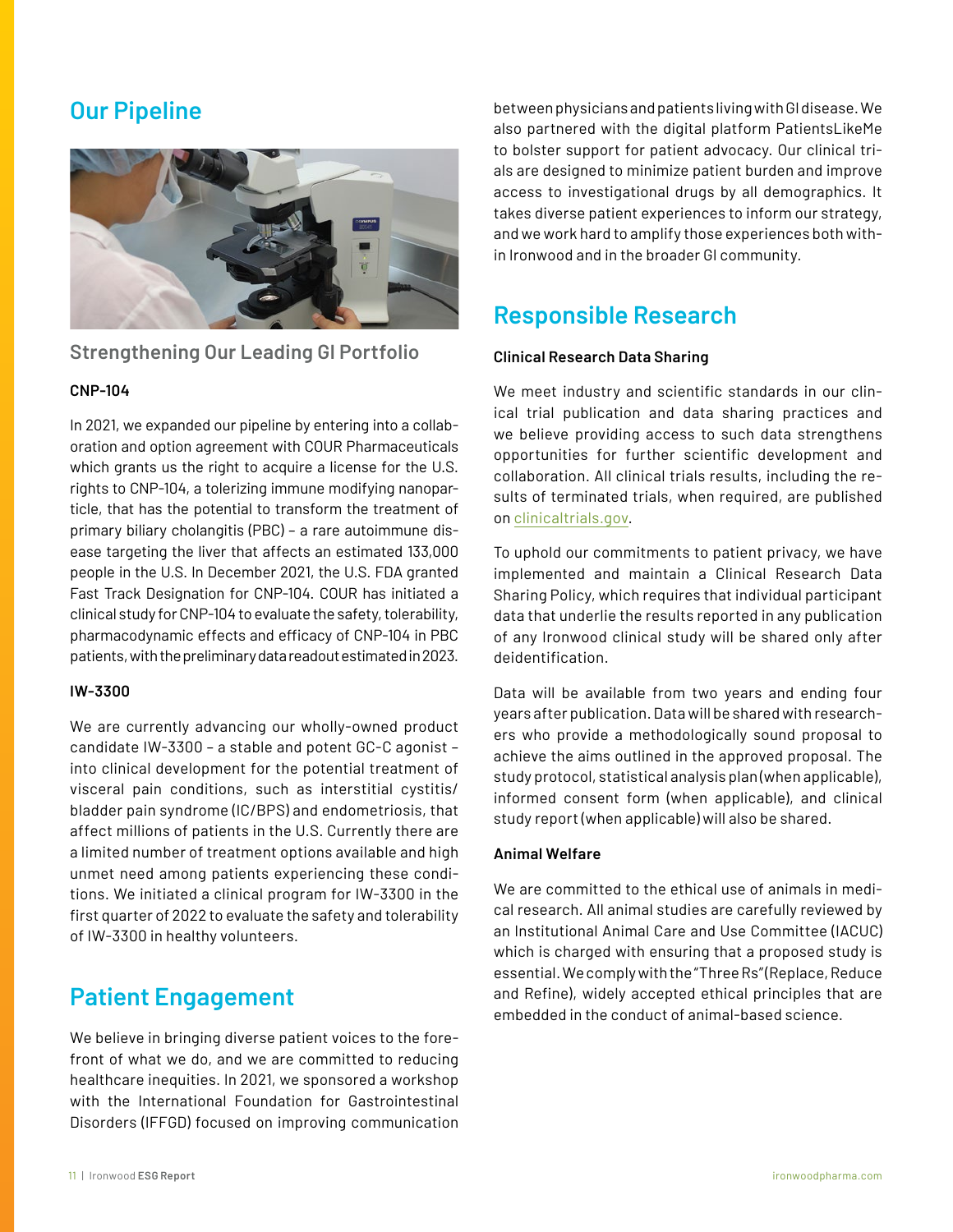## Our Pipeline

### Strengthening Our Leading GI Portfolio

**CNP-104**

In 2021, we expanded our pipeline by entering into a collaboration and option agreement with COUR Pharmaceuticals which grants us the right to acquire a license for the U.S. rights to CNP-104, a tolerizing immune modifying nanoparticle, that has the potential to transform the treatment of primary biliary cholangitis (PBC) – a rare autoimmune disease targeting the liver that affects an estimated 133,000 people in the U.S. In December 2021, the U.S. FDA granted Fast Track Designation for CNP-104. COUR has initiated a clinical study for CNP-104 to evaluate the safety, tolerability, pharmacodynamic effects and efficacy of CNP-104 in PBC patients, with the preliminary data readout estimated in 2023.

**IW-3300**

We are currently advancing our wholly-owned product candidate IW-3300 – a stable and potent GC-C agonist – into clinical development for the potential treatment of visceral pain conditions, such as interstitial cystitis/bladder pain syndrome (IC/BPS) and endometriosis, that affect millions of patients in the U.S. Currently there are a limited number of treatment options available and high unmet need among patients experiencing these conditions. We initiated a clinical program for IW-3300 in the first quarter of 2022 to evaluate the safety and tolerability of IW-3300 in healthy volunteers.

## Patient Engagement

We believe in bringing diverse patient voices to the forefront of what we do, and we are committed to reducing healthcare inequities. In 2021, we sponsored a workshop with the International Foundation for Gastrointestinal Disorders (IFFGD) focused on improving communication between physicians and patients living with GI disease. We also partnered with the digital platform PatientsLikeMe to bolster support for patient advocacy. Our clinical trials are designed to minimize patient burden and improve access to investigational drugs by all demographics. It takes diverse patient experiences to inform our strategy, and we work hard to amplify those experiences both within Ironwood and in the broader GI community.

## Responsible Research

**Clinical Research Data Sharing**

We meet industry and scientific standards in our clinical trial publication and data sharing practices and we believe providing access to such data strengthens opportunities for further scientific development and collaboration. All clinical trials results, including the results of terminated trials, when required, are published on clinicaltrials.gov.

To uphold our commitments to patient privacy, we have implemented and maintain a Clinical Research Data Sharing Policy, which requires that individual participant data that underlie the results reported in any publication of any Ironwood clinical study will be shared only after deidentification.

Data will be available from two years and ending four years after publication. Data will be shared with researchers who provide a methodologically sound proposal to achieve the aims outlined in the approved proposal. The study protocol, statistical analysis plan (when applicable), informed consent form (when applicable), and clinical study report (when applicable) will also be shared.

**Animal Welfare**

We are committed to the ethical use of animals in medical research. All animal studies are carefully reviewed by an Institutional Animal Care and Use Committee (IACUC) which is charged with ensuring that a proposed study is essential. We comply with the "Three Rs" (Replace, Reduce and Refine), widely accepted ethical principles that are embedded in the conduct of animal-based science.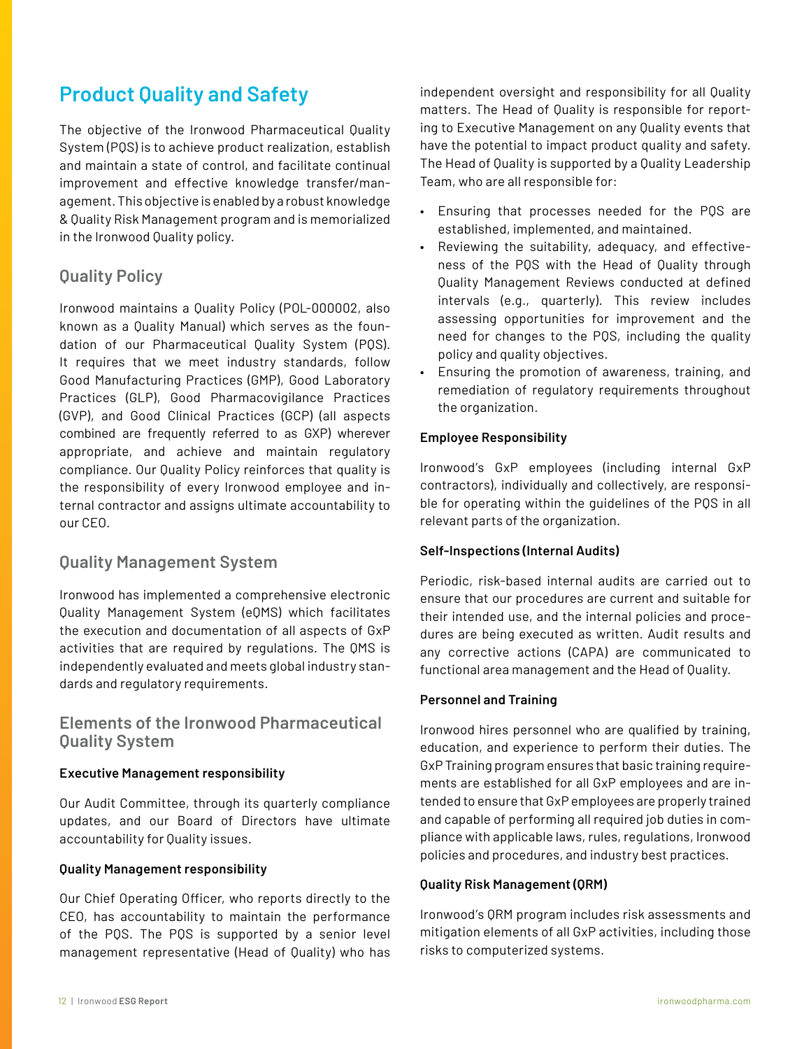# Product Quality and Safety

The objective of the Ironwood Pharmaceutical Quality System (PQS) is to achieve product realization, establish and maintain a state of control, and facilitate continual improvement and effective knowledge transfer/management. This objective is enabled by a robust knowledge & Quality Risk Management program and is memorialized in the Ironwood Quality policy.

## Quality Policy

Ironwood maintains a Quality Policy (POL-000002, also known as a Quality Manual) which serves as the foundation of our Pharmaceutical Quality System (PQS). It requires that we meet industry standards, follow Good Manufacturing Practices (GMP), Good Laboratory Practices (GLP), Good Pharmacovigilance Practices (GVP), and Good Clinical Practices (GCP) (all aspects combined are frequently referred to as GXP) wherever appropriate, and achieve and maintain regulatory compliance. Our Quality Policy reinforces that quality is the responsibility of every Ironwood employee and internal contractor and assigns ultimate accountability to our CEO.

## Quality Management System

Ironwood has implemented a comprehensive electronic Quality Management System (eQMS) which facilitates the execution and documentation of all aspects of GxP activities that are required by regulations. The QMS is independently evaluated and meets global industry standards and regulatory requirements.

## Elements of the Ironwood Pharmaceutical Quality System

**Executive Management responsibility**

Our Audit Committee, through its quarterly compliance updates, and our Board of Directors have ultimate accountability for Quality issues.

**Quality Management responsibility**

Our Chief Operating Officer, who reports directly to the CEO, has accountability to maintain the performance of the PQS. The PQS is supported by a senior level management representative (Head of Quality) who has independent oversight and responsibility for all Quality matters. The Head of Quality is responsible for reporting to Executive Management on any Quality events that have the potential to impact product quality and safety. The Head of Quality is supported by a Quality Leadership Team, who are all responsible for:

- Ensuring that processes needed for the PQS are established, implemented, and maintained.
- Reviewing the suitability, adequacy, and effectiveness of the PQS with the Head of Quality through Quality Management Reviews conducted at defined intervals (e.g., quarterly). This review includes assessing opportunities for improvement and the need for changes to the PQS, including the quality policy and quality objectives.
- Ensuring the promotion of awareness, training, and remediation of regulatory requirements throughout the organization.

**Employee Responsibility**

Ironwood's GxP employees (including internal GxP contractors), individually and collectively, are responsible for operating within the guidelines of the PQS in all relevant parts of the organization.

**Self-Inspections (Internal Audits)**

Periodic, risk-based internal audits are carried out to ensure that our procedures are current and suitable for their intended use, and the internal policies and procedures are being executed as written. Audit results and any corrective actions (CAPA) are communicated to functional area management and the Head of Quality.

**Personnel and Training**

Ironwood hires personnel who are qualified by training, education, and experience to perform their duties. The GxP Training program ensures that basic training requirements are established for all GxP employees and are intended to ensure that GxP employees are properly trained and capable of performing all required job duties in compliance with applicable laws, rules, regulations, Ironwood policies and procedures, and industry best practices.

**Quality Risk Management (QRM)**

Ironwood's QRM program includes risk assessments and mitigation elements of all GxP activities, including those risks to computerized systems.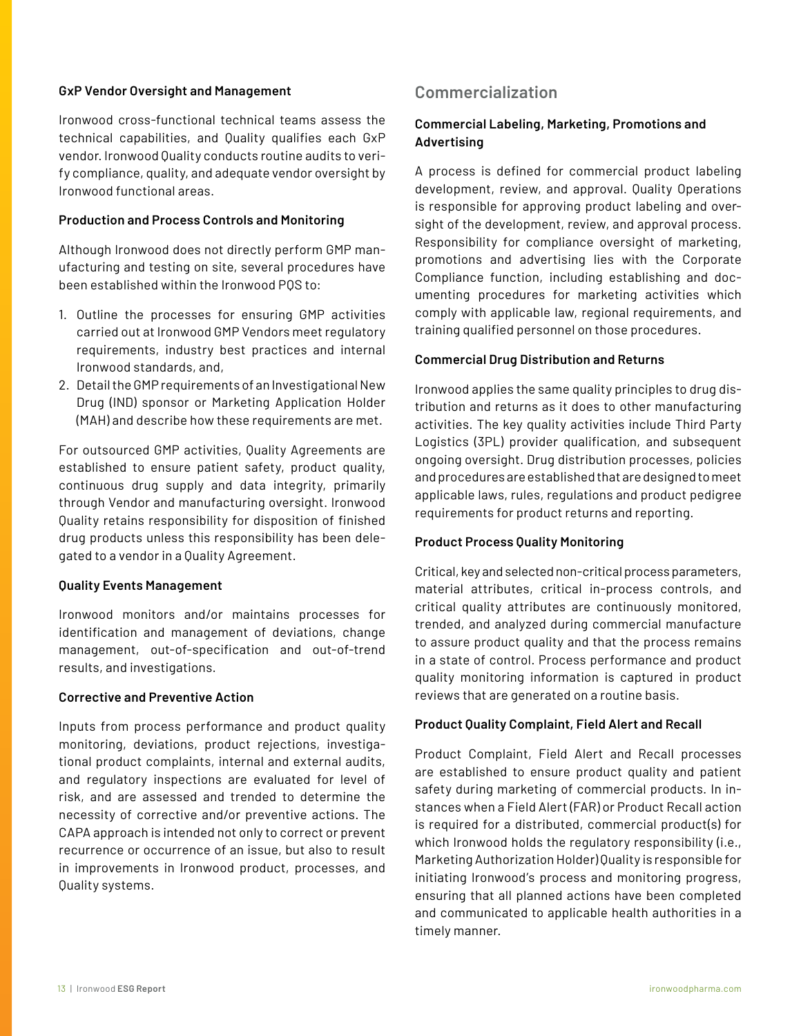#### GxP Vendor Oversight and Management

Ironwood cross-functional technical teams assess the technical capabilities, and Quality qualifies each GxP vendor. Ironwood Quality conducts routine audits to verify compliance, quality, and adequate vendor oversight by Ironwood functional areas.

#### Production and Process Controls and Monitoring

Although Ironwood does not directly perform GMP manufacturing and testing on site, several procedures have been established within the Ironwood PQS to:

1. Outline the processes for ensuring GMP activities carried out at Ironwood GMP Vendors meet regulatory requirements, industry best practices and internal Ironwood standards, and,
2. Detail the GMP requirements of an Investigational New Drug (IND) sponsor or Marketing Application Holder (MAH) and describe how these requirements are met.

For outsourced GMP activities, Quality Agreements are established to ensure patient safety, product quality, continuous drug supply and data integrity, primarily through Vendor and manufacturing oversight. Ironwood Quality retains responsibility for disposition of finished drug products unless this responsibility has been delegated to a vendor in a Quality Agreement.

#### Quality Events Management

Ironwood monitors and/or maintains processes for identification and management of deviations, change management, out-of-specification and out-of-trend results, and investigations.

#### Corrective and Preventive Action

Inputs from process performance and product quality monitoring, deviations, product rejections, investigational product complaints, internal and external audits, and regulatory inspections are evaluated for level of risk, and are assessed and trended to determine the necessity of corrective and/or preventive actions. The CAPA approach is intended not only to correct or prevent recurrence or occurrence of an issue, but also to result in improvements in Ironwood product, processes, and Quality systems.

## Commercialization

#### Commercial Labeling, Marketing, Promotions and Advertising

A process is defined for commercial product labeling development, review, and approval. Quality Operations is responsible for approving product labeling and oversight of the development, review, and approval process. Responsibility for compliance oversight of marketing, promotions and advertising lies with the Corporate Compliance function, including establishing and documenting procedures for marketing activities which comply with applicable law, regional requirements, and training qualified personnel on those procedures.

#### Commercial Drug Distribution and Returns

Ironwood applies the same quality principles to drug distribution and returns as it does to other manufacturing activities. The key quality activities include Third Party Logistics (3PL) provider qualification, and subsequent ongoing oversight. Drug distribution processes, policies and procedures are established that are designed to meet applicable laws, rules, regulations and product pedigree requirements for product returns and reporting.

#### Product Process Quality Monitoring

Critical, key and selected non-critical process parameters, material attributes, critical in-process controls, and critical quality attributes are continuously monitored, trended, and analyzed during commercial manufacture to assure product quality and that the process remains in a state of control. Process performance and product quality monitoring information is captured in product reviews that are generated on a routine basis.

#### Product Quality Complaint, Field Alert and Recall

Product Complaint, Field Alert and Recall processes are established to ensure product quality and patient safety during marketing of commercial products. In instances when a Field Alert (FAR) or Product Recall action is required for a distributed, commercial product(s) for which Ironwood holds the regulatory responsibility (i.e., Marketing Authorization Holder) Quality is responsible for initiating Ironwood's process and monitoring progress, ensuring that all planned actions have been completed and communicated to applicable health authorities in a timely manner.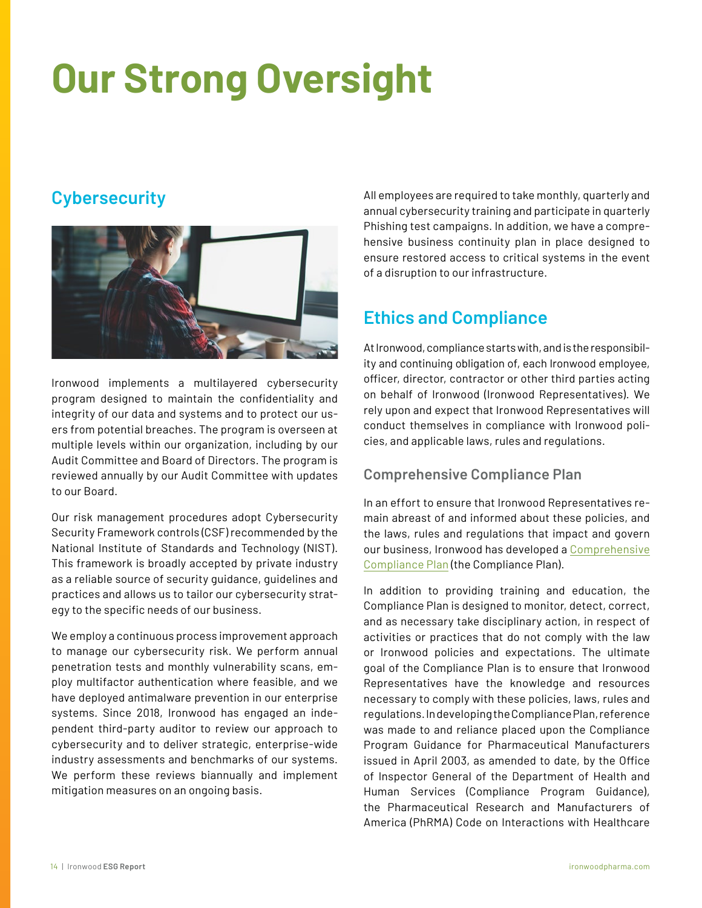# Our Strong Oversight

## Cybersecurity

Ironwood implements a multilayered cybersecurity program designed to maintain the confidentiality and integrity of our data and systems and to protect our users from potential breaches. The program is overseen at multiple levels within our organization, including by our Audit Committee and Board of Directors. The program is reviewed annually by our Audit Committee with updates to our Board.

Our risk management procedures adopt Cybersecurity Security Framework controls (CSF) recommended by the National Institute of Standards and Technology (NIST). This framework is broadly accepted by private industry as a reliable source of security guidance, guidelines and practices and allows us to tailor our cybersecurity strategy to the specific needs of our business.

We employ a continuous process improvement approach to manage our cybersecurity risk. We perform annual penetration tests and monthly vulnerability scans, employ multifactor authentication where feasible, and we have deployed antimalware prevention in our enterprise systems. Since 2018, Ironwood has engaged an independent third-party auditor to review our approach to cybersecurity and to deliver strategic, enterprise-wide industry assessments and benchmarks of our systems. We perform these reviews biannually and implement mitigation measures on an ongoing basis.

All employees are required to take monthly, quarterly and annual cybersecurity training and participate in quarterly Phishing test campaigns. In addition, we have a comprehensive business continuity plan in place designed to ensure restored access to critical systems in the event of a disruption to our infrastructure.

## Ethics and Compliance

At Ironwood, compliance starts with, and is the responsibility and continuing obligation of, each Ironwood employee, officer, director, contractor or other third parties acting on behalf of Ironwood (Ironwood Representatives). We rely upon and expect that Ironwood Representatives will conduct themselves in compliance with Ironwood policies, and applicable laws, rules and regulations.

### Comprehensive Compliance Plan

In an effort to ensure that Ironwood Representatives remain abreast of and informed about these policies, and the laws, rules and regulations that impact and govern our business, Ironwood has developed a Comprehensive Compliance Plan (the Compliance Plan).

In addition to providing training and education, the Compliance Plan is designed to monitor, detect, correct, and as necessary take disciplinary action, in respect of activities or practices that do not comply with the law or Ironwood policies and expectations. The ultimate goal of the Compliance Plan is to ensure that Ironwood Representatives have the knowledge and resources necessary to comply with these policies, laws, rules and regulations. In developing the Compliance Plan, reference was made to and reliance placed upon the Compliance Program Guidance for Pharmaceutical Manufacturers issued in April 2003, as amended to date, by the Office of Inspector General of the Department of Health and Human Services (Compliance Program Guidance), the Pharmaceutical Research and Manufacturers of America (PhRMA) Code on Interactions with Healthcare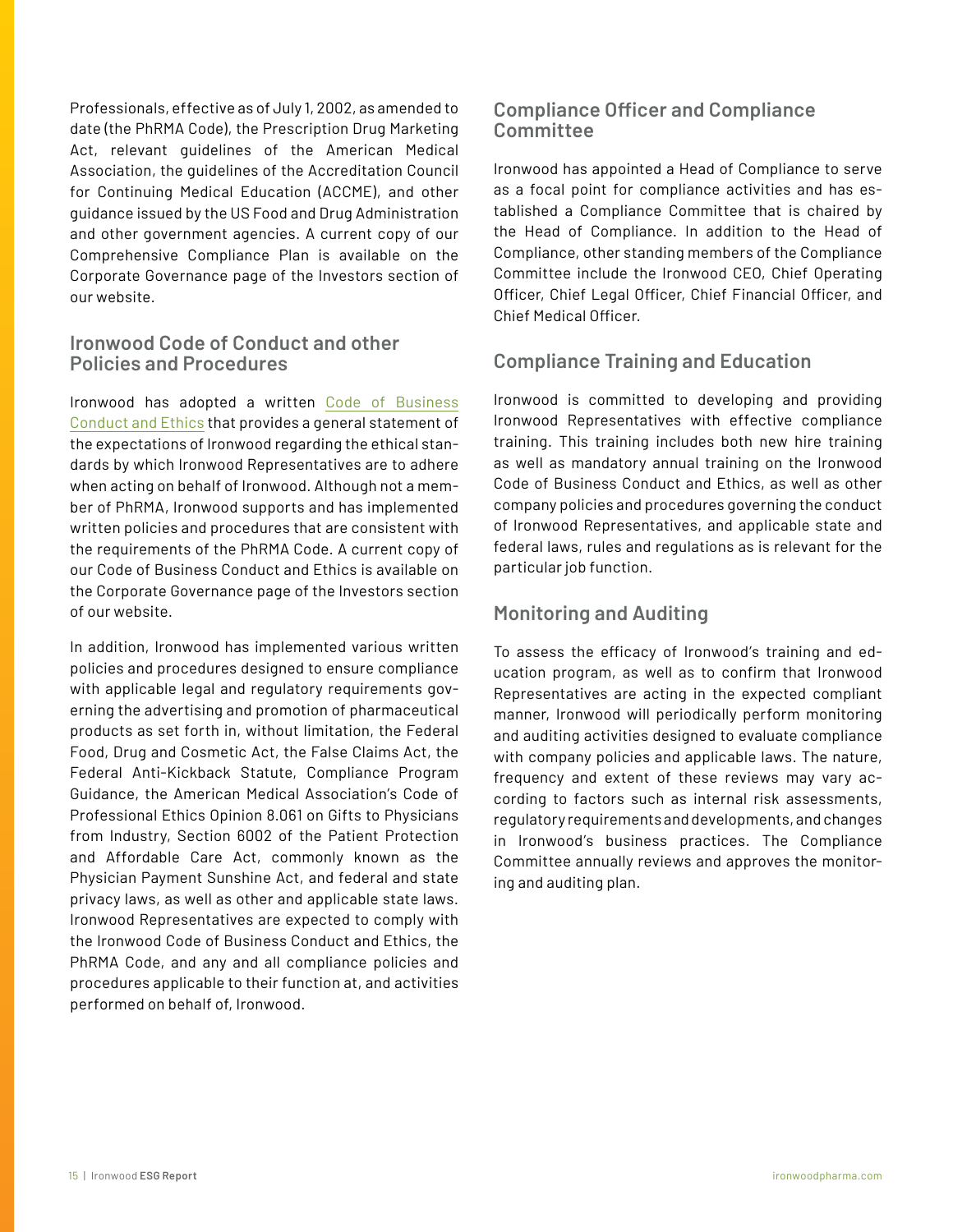Professionals, effective as of July 1, 2002, as amended to date (the PhRMA Code), the Prescription Drug Marketing Act, relevant guidelines of the American Medical Association, the guidelines of the Accreditation Council for Continuing Medical Education (ACCME), and other guidance issued by the US Food and Drug Administration and other government agencies. A current copy of our Comprehensive Compliance Plan is available on the Corporate Governance page of the Investors section of our website.

## Ironwood Code of Conduct and other Policies and Procedures

Ironwood has adopted a written Code of Business Conduct and Ethics that provides a general statement of the expectations of Ironwood regarding the ethical standards by which Ironwood Representatives are to adhere when acting on behalf of Ironwood. Although not a member of PhRMA, Ironwood supports and has implemented written policies and procedures that are consistent with the requirements of the PhRMA Code. A current copy of our Code of Business Conduct and Ethics is available on the Corporate Governance page of the Investors section of our website.

In addition, Ironwood has implemented various written policies and procedures designed to ensure compliance with applicable legal and regulatory requirements governing the advertising and promotion of pharmaceutical products as set forth in, without limitation, the Federal Food, Drug and Cosmetic Act, the False Claims Act, the Federal Anti-Kickback Statute, Compliance Program Guidance, the American Medical Association's Code of Professional Ethics Opinion 8.061 on Gifts to Physicians from Industry, Section 6002 of the Patient Protection and Affordable Care Act, commonly known as the Physician Payment Sunshine Act, and federal and state privacy laws, as well as other and applicable state laws. Ironwood Representatives are expected to comply with the Ironwood Code of Business Conduct and Ethics, the PhRMA Code, and any and all compliance policies and procedures applicable to their function at, and activities performed on behalf of, Ironwood.

## Compliance Officer and Compliance Committee

Ironwood has appointed a Head of Compliance to serve as a focal point for compliance activities and has established a Compliance Committee that is chaired by the Head of Compliance. In addition to the Head of Compliance, other standing members of the Compliance Committee include the Ironwood CEO, Chief Operating Officer, Chief Legal Officer, Chief Financial Officer, and Chief Medical Officer.

## Compliance Training and Education

Ironwood is committed to developing and providing Ironwood Representatives with effective compliance training. This training includes both new hire training as well as mandatory annual training on the Ironwood Code of Business Conduct and Ethics, as well as other company policies and procedures governing the conduct of Ironwood Representatives, and applicable state and federal laws, rules and regulations as is relevant for the particular job function.

## Monitoring and Auditing

To assess the efficacy of Ironwood's training and education program, as well as to confirm that Ironwood Representatives are acting in the expected compliant manner, Ironwood will periodically perform monitoring and auditing activities designed to evaluate compliance with company policies and applicable laws. The nature, frequency and extent of these reviews may vary according to factors such as internal risk assessments, regulatory requirements and developments, and changes in Ironwood's business practices. The Compliance Committee annually reviews and approves the monitoring and auditing plan.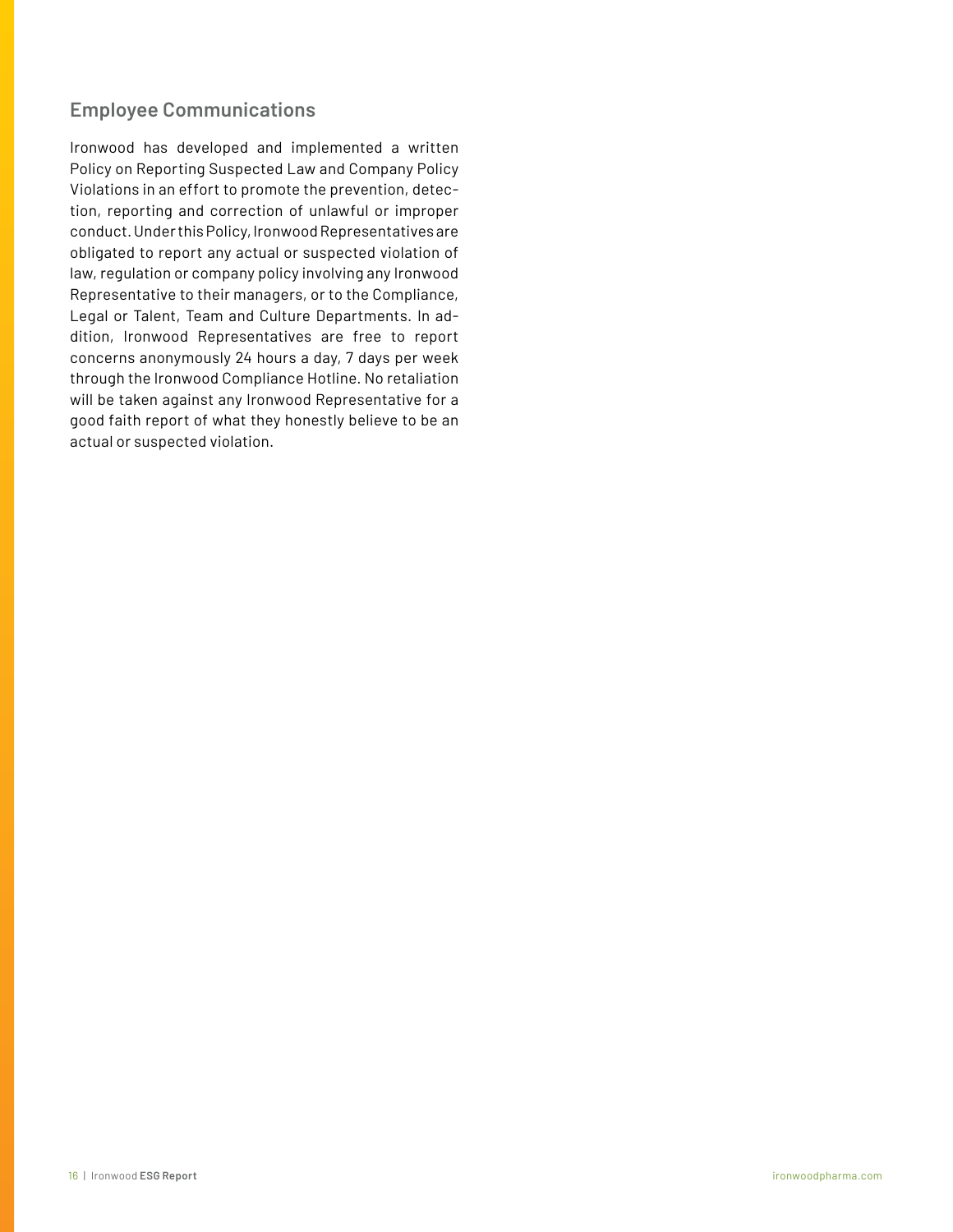## Employee Communications

Ironwood has developed and implemented a written Policy on Reporting Suspected Law and Company Policy Violations in an effort to promote the prevention, detection, reporting and correction of unlawful or improper conduct. Under this Policy, Ironwood Representatives are obligated to report any actual or suspected violation of law, regulation or company policy involving any Ironwood Representative to their managers, or to the Compliance, Legal or Talent, Team and Culture Departments. In addition, Ironwood Representatives are free to report concerns anonymously 24 hours a day, 7 days per week through the Ironwood Compliance Hotline. No retaliation will be taken against any Ironwood Representative for a good faith report of what they honestly believe to be an actual or suspected violation.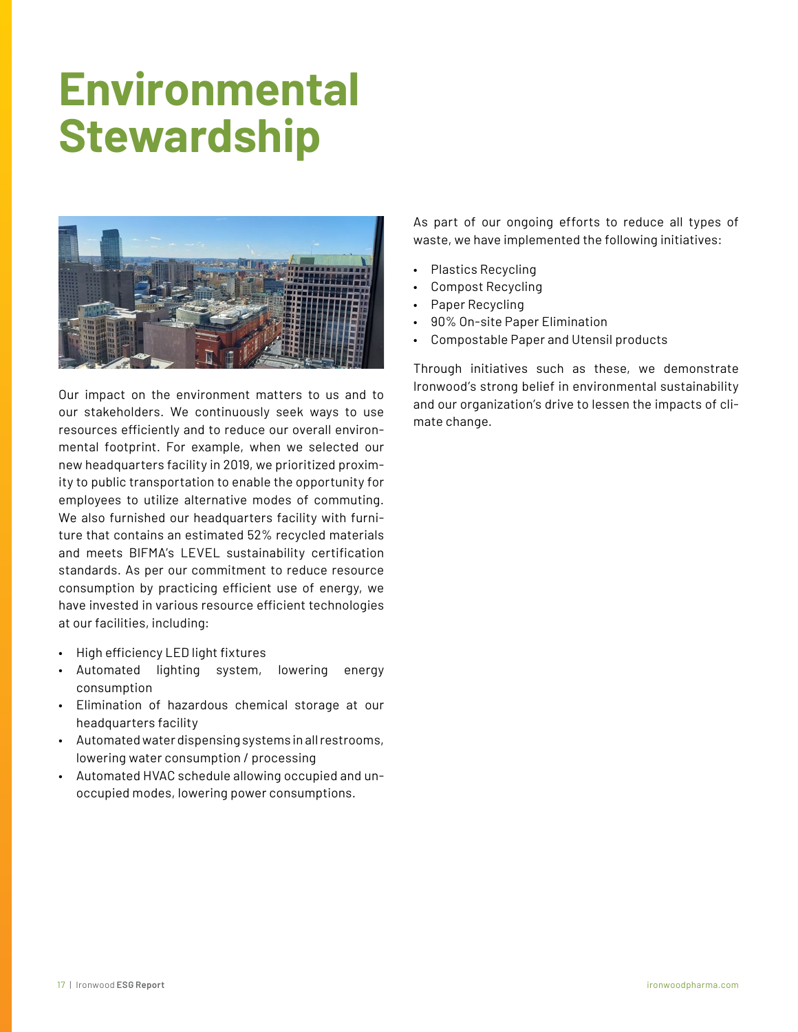# Environmental Stewardship

Our impact on the environment matters to us and to our stakeholders. We continuously seek ways to use resources efficiently and to reduce our overall environmental footprint. For example, when we selected our new headquarters facility in 2019, we prioritized proximity to public transportation to enable the opportunity for employees to utilize alternative modes of commuting. We also furnished our headquarters facility with furniture that contains an estimated 52% recycled materials and meets BIFMA's LEVEL sustainability certification standards. As per our commitment to reduce resource consumption by practicing efficient use of energy, we have invested in various resource efficient technologies at our facilities, including:

- High efficiency LED light fixtures
- Automated lighting system, lowering energy consumption
- Elimination of hazardous chemical storage at our headquarters facility
- Automated water dispensing systems in all restrooms, lowering water consumption / processing
- Automated HVAC schedule allowing occupied and unoccupied modes, lowering power consumptions.

As part of our ongoing efforts to reduce all types of waste, we have implemented the following initiatives:

- Plastics Recycling
- Compost Recycling
- Paper Recycling
- 90% On-site Paper Elimination
- Compostable Paper and Utensil products

Through initiatives such as these, we demonstrate Ironwood's strong belief in environmental sustainability and our organization's drive to lessen the impacts of climate change.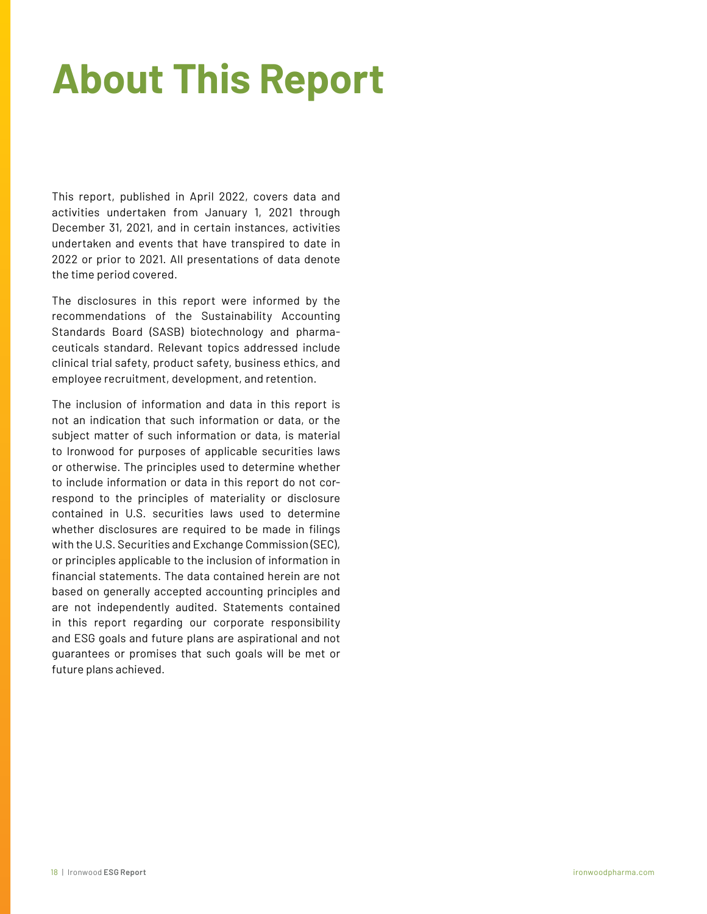# About This Report

This report, published in April 2022, covers data and activities undertaken from January 1, 2021 through December 31, 2021, and in certain instances, activities undertaken and events that have transpired to date in 2022 or prior to 2021. All presentations of data denote the time period covered.

The disclosures in this report were informed by the recommendations of the Sustainability Accounting Standards Board (SASB) biotechnology and pharmaceuticals standard. Relevant topics addressed include clinical trial safety, product safety, business ethics, and employee recruitment, development, and retention.

The inclusion of information and data in this report is not an indication that such information or data, or the subject matter of such information or data, is material to Ironwood for purposes of applicable securities laws or otherwise. The principles used to determine whether to include information or data in this report do not correspond to the principles of materiality or disclosure contained in U.S. securities laws used to determine whether disclosures are required to be made in filings with the U.S. Securities and Exchange Commission (SEC), or principles applicable to the inclusion of information in financial statements. The data contained herein are not based on generally accepted accounting principles and are not independently audited. Statements contained in this report regarding our corporate responsibility and ESG goals and future plans are aspirational and not guarantees or promises that such goals will be met or future plans achieved.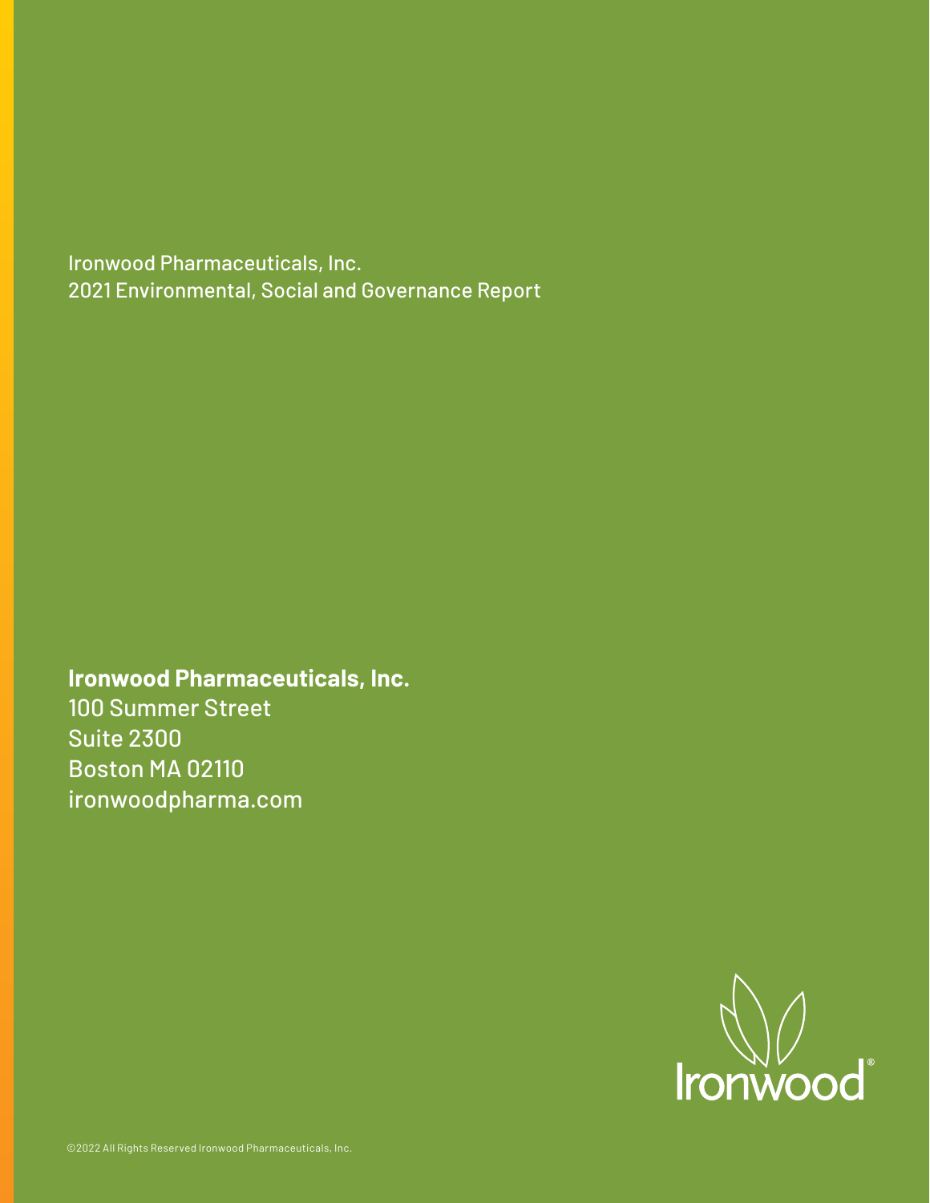Ironwood Pharmaceuticals, Inc.
2021 Environmental, Social and Governance Report

**Ironwood Pharmaceuticals, Inc.**
100 Summer Street
Suite 2300
Boston MA 02110
ironwoodpharma.com

©2022 All Rights Reserved Ironwood Pharmaceuticals, Inc.